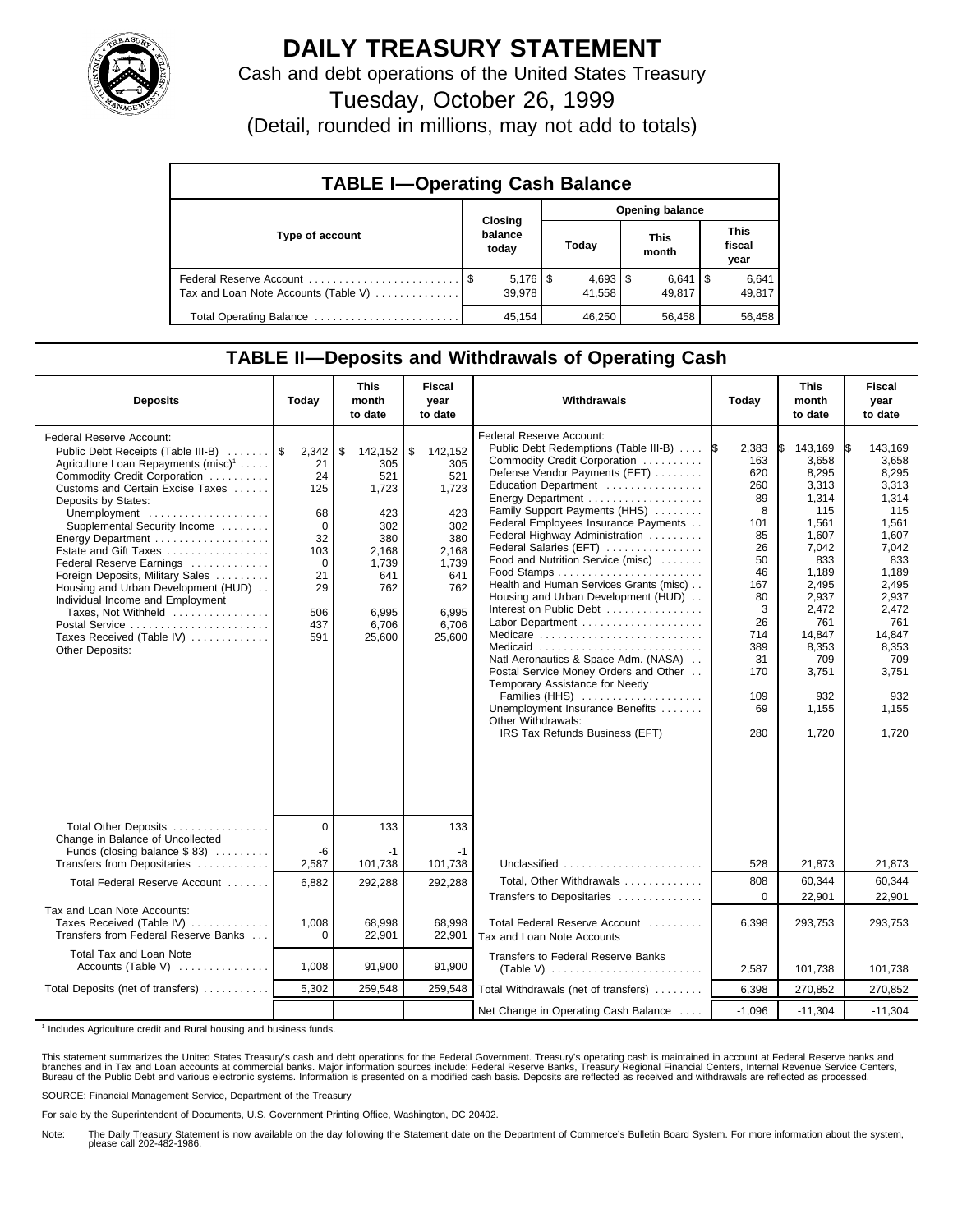# DAILY TREASURY STATEMENT

Cash and debt operations of the United States Treasury

Tuesday, October 26, 1999

(Detail, rounded in millions, may not add to totals)

## TABLE I—Operating Cash Balance

| Type of account | Closing balance today | Opening balance Today | This month | This fiscal year |
|---|---|---|---|---|
| Federal Reserve Account | $ 5,176 | $ 4,693 | $ 6,641 | $ 6,641 |
| Tax and Loan Note Accounts (Table V) | 39,978 | 41,558 | 49,817 | 49,817 |
| Total Operating Balance | 45,154 | 46,250 | 56,458 | 56,458 |

## TABLE II—Deposits and Withdrawals of Operating Cash

| Deposits | Today | This month to date | Fiscal year to date |
|---|---|---|---|
| Federal Reserve Account: | | | |
| Public Debt Receipts (Table III-B) | $ 2,342 | $ 142,152 | $ 142,152 |
| Agriculture Loan Repayments (misc)[1] | 21 | 305 | 305 |
| Commodity Credit Corporation | 24 | 521 | 521 |
| Customs and Certain Excise Taxes | 125 | 1,723 | 1,723 |
| Deposits by States: | | | |
| Unemployment | 68 | 423 | 423 |
| Supplemental Security Income | 0 | 302 | 302 |
| Energy Department | 32 | 380 | 380 |
| Estate and Gift Taxes | 103 | 2,168 | 2,168 |
| Federal Reserve Earnings | 0 | 1,739 | 1,739 |
| Foreign Deposits, Military Sales | 21 | 641 | 641 |
| Housing and Urban Development (HUD) | 29 | 762 | 762 |
| Individual Income and Employment Taxes, Not Withheld | 506 | 6,995 | 6,995 |
| Postal Service | 437 | 6,706 | 6,706 |
| Taxes Received (Table IV) | 591 | 25,600 | 25,600 |
| Other Deposits: | | | |
| Total Other Deposits | 0 | 133 | 133 |
| Change in Balance of Uncollected Funds (closing balance $ 83) | -6 | -1 | -1 |
| Transfers from Depositaries | 2,587 | 101,738 | 101,738 |
| Total Federal Reserve Account | 6,882 | 292,288 | 292,288 |
| Tax and Loan Note Accounts: | | | |
| Taxes Received (Table IV) | 1,008 | 68,998 | 68,998 |
| Transfers from Federal Reserve Banks | 0 | 22,901 | 22,901 |
| Total Tax and Loan Note Accounts (Table V) | 1,008 | 91,900 | 91,900 |
| Total Deposits (net of transfers) | 5,302 | 259,548 | 259,548 |

| Withdrawals | Today | This month to date | Fiscal year to date |
|---|---|---|---|
| Federal Reserve Account: | | | |
| Public Debt Redemptions (Table III-B) | $ 2,383 | $ 143,169 | $ 143,169 |
| Commodity Credit Corporation | 163 | 3,658 | 3,658 |
| Defense Vendor Payments (EFT) | 620 | 8,295 | 8,295 |
| Education Department | 260 | 3,313 | 3,313 |
| Energy Department | 89 | 1,314 | 1,314 |
| Family Support Payments (HHS) | 8 | 115 | 115 |
| Federal Employees Insurance Payments | 101 | 1,561 | 1,561 |
| Federal Highway Administration | 85 | 1,607 | 1,607 |
| Federal Salaries (EFT) | 26 | 7,042 | 7,042 |
| Food and Nutrition Service (misc) | 50 | 833 | 833 |
| Food Stamps | 46 | 1,189 | 1,189 |
| Health and Human Services Grants (misc) | 167 | 2,495 | 2,495 |
| Housing and Urban Development (HUD) | 80 | 2,937 | 2,937 |
| Interest on Public Debt | 3 | 2,472 | 2,472 |
| Labor Department | 26 | 761 | 761 |
| Medicare | 714 | 14,847 | 14,847 |
| Medicaid | 389 | 8,353 | 8,353 |
| Natl Aeronautics & Space Adm. (NASA) | 31 | 709 | 709 |
| Postal Service Money Orders and Other | 170 | 3,751 | 3,751 |
| Temporary Assistance for Needy Families (HHS) | 109 | 932 | 932 |
| Unemployment Insurance Benefits | 69 | 1,155 | 1,155 |
| Other Withdrawals: | | | |
| IRS Tax Refunds Business (EFT) | 280 | 1,720 | 1,720 |
| Unclassified | 528 | 21,873 | 21,873 |
| Total, Other Withdrawals | 808 | 60,344 | 60,344 |
| Transfers to Depositaries | 0 | 22,901 | 22,901 |
| Total Federal Reserve Account | 6,398 | 293,753 | 293,753 |
| Tax and Loan Note Accounts | | | |
| Transfers to Federal Reserve Banks (Table V) | 2,587 | 101,738 | 101,738 |
| Total Withdrawals (net of transfers) | 6,398 | 270,852 | 270,852 |
| Net Change in Operating Cash Balance | -1,096 | -11,304 | -11,304 |

[1] Includes Agriculture credit and Rural housing and business funds.

This statement summarizes the United States Treasury's cash and debt operations for the Federal Government. Treasury's operating cash is maintained in account at Federal Reserve banks and branches and in Tax and Loan accounts at commercial banks. Major information sources include: Federal Reserve Banks, Treasury Regional Financial Centers, Internal Revenue Service Centers, Bureau of the Public Debt and various electronic systems. Information is presented on a modified cash basis. Deposits are reflected as received and withdrawals are reflected as processed.

SOURCE: Financial Management Service, Department of the Treasury

For sale by the Superintendent of Documents, U.S. Government Printing Office, Washington, DC 20402.

Note: The Daily Treasury Statement is now available on the day following the Statement date on the Department of Commerce's Bulletin Board System. For more information about the system, please call 202-482-1986.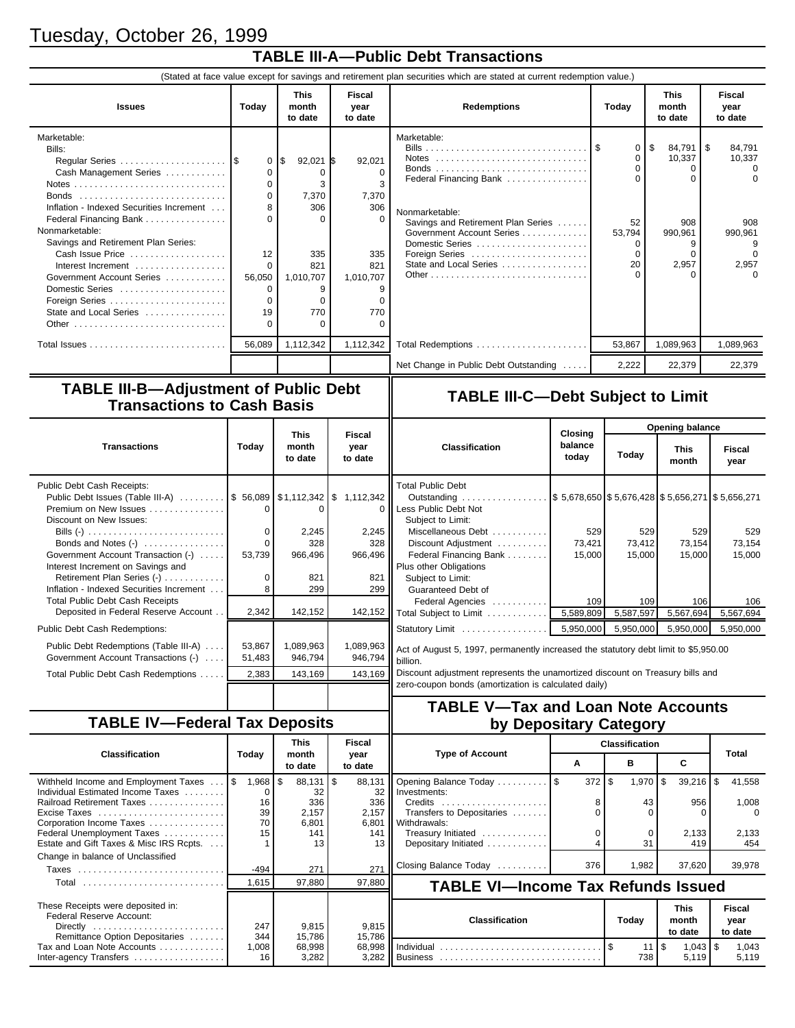Tuesday, October 26, 1999

## TABLE III-A—Public Debt Transactions

(Stated at face value except for savings and retirement plan securities which are stated at current redemption value.)

| Issues | Today | This month to date | Fiscal year to date |
|---|---|---|---|
| Marketable: | | | |
| Bills: | | | |
| Regular Series | $ 0 | $ 92,021 | $ 92,021 |
| Cash Management Series | 0 | 0 | 0 |
| Notes | 0 | 3 | 3 |
| Bonds | 0 | 7,370 | 7,370 |
| Inflation - Indexed Securities Increment | 8 | 306 | 306 |
| Federal Financing Bank | 0 | 0 | 0 |
| Nonmarketable: | | | |
| Savings and Retirement Plan Series: | | | |
| Cash Issue Price | 12 | 335 | 335 |
| Interest Increment | 0 | 821 | 821 |
| Government Account Series | 56,050 | 1,010,707 | 1,010,707 |
| Domestic Series | 0 | 9 | 9 |
| Foreign Series | 0 | 0 | 0 |
| State and Local Series | 19 | 770 | 770 |
| Other | 0 | 0 | 0 |
| Total Issues | 56,089 | 1,112,342 | 1,112,342 |

| Redemptions | Today | This month to date | Fiscal year to date |
|---|---|---|---|
| Marketable: | | | |
| Bills | $ 0 | $ 84,791 | $ 84,791 |
| Notes | 0 | 10,337 | 10,337 |
| Bonds | 0 | 0 | 0 |
| Federal Financing Bank | 0 | 0 | 0 |
| Nonmarketable: | | | |
| Savings and Retirement Plan Series | 52 | 908 | 908 |
| Government Account Series | 53,794 | 990,961 | 990,961 |
| Domestic Series | 0 | 9 | 9 |
| Foreign Series | 0 | 0 | 0 |
| State and Local Series | 20 | 2,957 | 2,957 |
| Other | 0 | 0 | 0 |
| Total Redemptions | 53,867 | 1,089,963 | 1,089,963 |
| Net Change in Public Debt Outstanding | 2,222 | 22,379 | 22,379 |

## TABLE III-B—Adjustment of Public Debt Transactions to Cash Basis

| Transactions | Today | This month to date | Fiscal year to date |
|---|---|---|---|
| Public Debt Cash Receipts: | | | |
| Public Debt Issues (Table III-A) | $ 56,089 | $1,112,342 | $ 1,112,342 |
| Premium on New Issues | 0 | 0 | 0 |
| Discount on New Issues: | | | |
| Bills (-) | 0 | 2,245 | 2,245 |
| Bonds and Notes (-) | 0 | 328 | 328 |
| Government Account Transaction (-) | 53,739 | 966,496 | 966,496 |
| Interest Increment on Savings and Retirement Plan Series (-) | 0 | 821 | 821 |
| Inflation - Indexed Securities Increment | 8 | 299 | 299 |
| Total Public Debt Cash Receipts Deposited in Federal Reserve Account | 2,342 | 142,152 | 142,152 |
| Public Debt Cash Redemptions: | | | |
| Public Debt Redemptions (Table III-A) | 53,867 | 1,089,963 | 1,089,963 |
| Government Account Transactions (-) | 51,483 | 946,794 | 946,794 |
| Total Public Debt Cash Redemptions | 2,383 | 143,169 | 143,169 |

## TABLE III-C—Debt Subject to Limit

| Classification | Closing balance today | Opening balance | | |
|---|---|---|---|---|
| | | Today | This month | Fiscal year |
| Total Public Debt Outstanding | $ 5,678,650 | $ 5,676,428 | $ 5,656,271 | $ 5,656,271 |
| Less Public Debt Not Subject to Limit: | | | | |
| Miscellaneous Debt | 529 | 529 | 529 | 529 |
| Discount Adjustment | 73,421 | 73,412 | 73,154 | 73,154 |
| Federal Financing Bank | 15,000 | 15,000 | 15,000 | 15,000 |
| Plus other Obligations Subject to Limit: | | | | |
| Guaranteed Debt of Federal Agencies | 109 | 109 | 106 | 106 |
| Total Subject to Limit | 5,589,809 | 5,587,597 | 5,567,694 | 5,567,694 |
| Statutory Limit | 5,950,000 | 5,950,000 | 5,950,000 | 5,950,000 |

Act of August 5, 1997, permanently increased the statutory debt limit to $5,950.00 billion.

Discount adjustment represents the unamortized discount on Treasury bills and zero-coupon bonds (amortization is calculated daily)

## TABLE IV—Federal Tax Deposits

| Classification | Today | This month to date | Fiscal year to date |
|---|---|---|---|
| Withheld Income and Employment Taxes | $ 1,968 | $ 88,131 | $ 88,131 |
| Individual Estimated Income Taxes | 0 | 32 | 32 |
| Railroad Retirement Taxes | 16 | 336 | 336 |
| Excise Taxes | 39 | 2,157 | 2,157 |
| Corporation Income Taxes | 70 | 6,801 | 6,801 |
| Federal Unemployment Taxes | 15 | 141 | 141 |
| Estate and Gift Taxes & Misc IRS Rcpts. | 1 | 13 | 13 |
| Change in balance of Unclassified Taxes | -494 | 271 | 271 |
| Total | 1,615 | 97,880 | 97,880 |
| These Receipts were deposited in: | | | |
| Federal Reserve Account: | | | |
| Directly | 247 | 9,815 | 9,815 |
| Remittance Option Depositaries | 344 | 15,786 | 15,786 |
| Tax and Loan Note Accounts | 1,008 | 68,998 | 68,998 |
| Inter-agency Transfers | 16 | 3,282 | 3,282 |

## TABLE V—Tax and Loan Note Accounts by Depositary Category

| Type of Account | Classification | | | Total |
|---|---|---|---|---|
| | A | B | C | |
| Opening Balance Today | $ 372 | $ 1,970 | $ 39,216 | $ 41,558 |
| Investments: | | | | |
| Credits | 8 | 43 | 956 | 1,008 |
| Transfers to Depositaries | 0 | 0 | 0 | 0 |
| Withdrawals: | | | | |
| Treasury Initiated | 0 | 0 | 2,133 | 2,133 |
| Depositary Initiated | 4 | 31 | 419 | 454 |
| Closing Balance Today | 376 | 1,982 | 37,620 | 39,978 |

## TABLE VI—Income Tax Refunds Issued

| Classification | Today | This month to date | Fiscal year to date |
|---|---|---|---|
| Individual | $ 11 | $ 1,043 | $ 1,043 |
| Business | 738 | 5,119 | 5,119 |